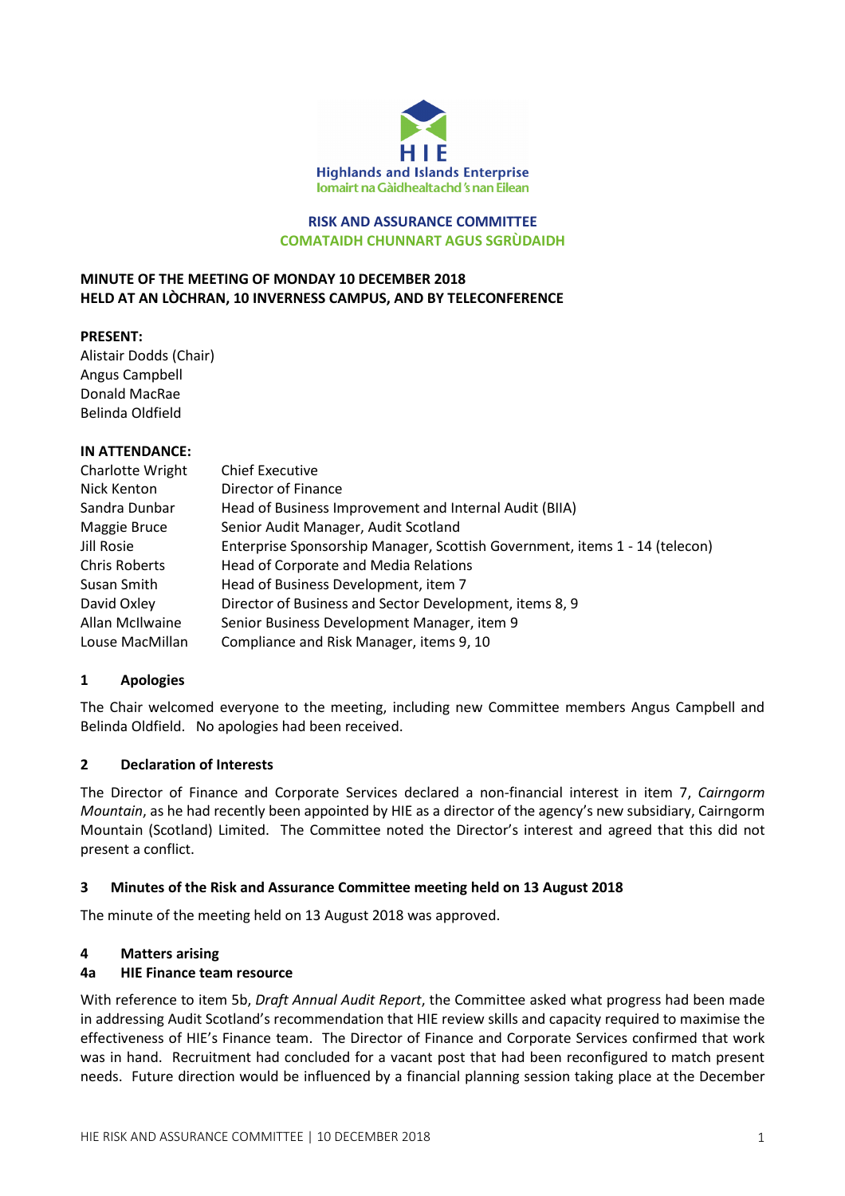**Highlands and Islands Enterprise**
**Iomairt na Gàidhealtachd 's nan Eilean**

**RISK AND ASSURANCE COMMITTEE**
**COMATAIDH CHUNNART AGUS SGRÙDAIDH**

**MINUTE OF THE MEETING OF MONDAY 10 DECEMBER 2018**
**HELD AT AN LÒCHRAN, 10 INVERNESS CAMPUS, AND BY TELECONFERENCE**

**PRESENT:**
Alistair Dodds (Chair)
Angus Campbell
Donald MacRae
Belinda Oldfield

**IN ATTENDANCE:**

| | |
|---|---|
| Charlotte Wright | Chief Executive |
| Nick Kenton | Director of Finance |
| Sandra Dunbar | Head of Business Improvement and Internal Audit (BIIA) |
| Maggie Bruce | Senior Audit Manager, Audit Scotland |
| Jill Rosie | Enterprise Sponsorship Manager, Scottish Government, items 1 - 14 (telecon) |
| Chris Roberts | Head of Corporate and Media Relations |
| Susan Smith | Head of Business Development, item 7 |
| David Oxley | Director of Business and Sector Development, items 8, 9 |
| Allan McIlwaine | Senior Business Development Manager, item 9 |
| Louse MacMillan | Compliance and Risk Manager, items 9, 10 |

## 1 Apologies

The Chair welcomed everyone to the meeting, including new Committee members Angus Campbell and Belinda Oldfield. No apologies had been received.

## 2 Declaration of Interests

The Director of Finance and Corporate Services declared a non-financial interest in item 7, *Cairngorm Mountain*, as he had recently been appointed by HIE as a director of the agency's new subsidiary, Cairngorm Mountain (Scotland) Limited. The Committee noted the Director's interest and agreed that this did not present a conflict.

## 3 Minutes of the Risk and Assurance Committee meeting held on 13 August 2018

The minute of the meeting held on 13 August 2018 was approved.

## 4 Matters arising

### 4a HIE Finance team resource

With reference to item 5b, *Draft Annual Audit Report*, the Committee asked what progress had been made in addressing Audit Scotland's recommendation that HIE review skills and capacity required to maximise the effectiveness of HIE's Finance team. The Director of Finance and Corporate Services confirmed that work was in hand. Recruitment had concluded for a vacant post that had been reconfigured to match present needs. Future direction would be influenced by a financial planning session taking place at the December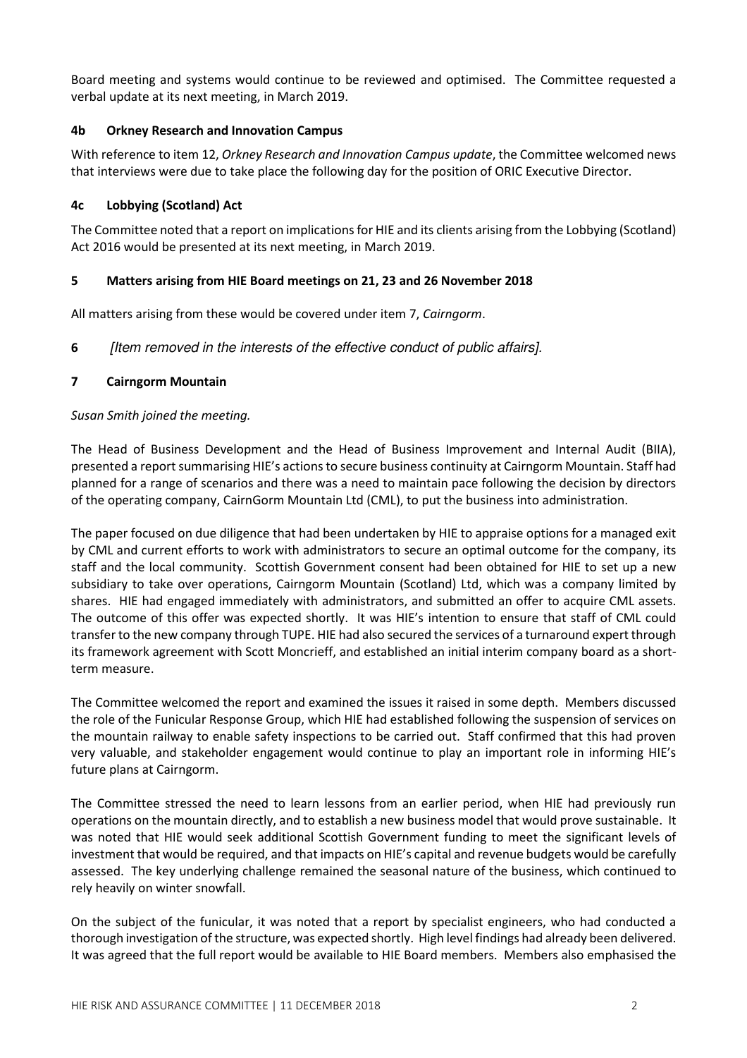Board meeting and systems would continue to be reviewed and optimised. The Committee requested a verbal update at its next meeting, in March 2019.

### 4b Orkney Research and Innovation Campus

With reference to item 12, *Orkney Research and Innovation Campus update*, the Committee welcomed news that interviews were due to take place the following day for the position of ORIC Executive Director.

### 4c Lobbying (Scotland) Act

The Committee noted that a report on implications for HIE and its clients arising from the Lobbying (Scotland) Act 2016 would be presented at its next meeting, in March 2019.

## 5 Matters arising from HIE Board meetings on 21, 23 and 26 November 2018

All matters arising from these would be covered under item 7, *Cairngorm*.

## 6 *[Item removed in the interests of the effective conduct of public affairs].*

## 7 Cairngorm Mountain

*Susan Smith joined the meeting.*

The Head of Business Development and the Head of Business Improvement and Internal Audit (BIIA), presented a report summarising HIE's actions to secure business continuity at Cairngorm Mountain. Staff had planned for a range of scenarios and there was a need to maintain pace following the decision by directors of the operating company, CairnGorm Mountain Ltd (CML), to put the business into administration.

The paper focused on due diligence that had been undertaken by HIE to appraise options for a managed exit by CML and current efforts to work with administrators to secure an optimal outcome for the company, its staff and the local community. Scottish Government consent had been obtained for HIE to set up a new subsidiary to take over operations, Cairngorm Mountain (Scotland) Ltd, which was a company limited by shares. HIE had engaged immediately with administrators, and submitted an offer to acquire CML assets. The outcome of this offer was expected shortly. It was HIE's intention to ensure that staff of CML could transfer to the new company through TUPE. HIE had also secured the services of a turnaround expert through its framework agreement with Scott Moncrieff, and established an initial interim company board as a short-term measure.

The Committee welcomed the report and examined the issues it raised in some depth. Members discussed the role of the Funicular Response Group, which HIE had established following the suspension of services on the mountain railway to enable safety inspections to be carried out. Staff confirmed that this had proven very valuable, and stakeholder engagement would continue to play an important role in informing HIE's future plans at Cairngorm.

The Committee stressed the need to learn lessons from an earlier period, when HIE had previously run operations on the mountain directly, and to establish a new business model that would prove sustainable. It was noted that HIE would seek additional Scottish Government funding to meet the significant levels of investment that would be required, and that impacts on HIE's capital and revenue budgets would be carefully assessed. The key underlying challenge remained the seasonal nature of the business, which continued to rely heavily on winter snowfall.

On the subject of the funicular, it was noted that a report by specialist engineers, who had conducted a thorough investigation of the structure, was expected shortly. High level findings had already been delivered. It was agreed that the full report would be available to HIE Board members. Members also emphasised the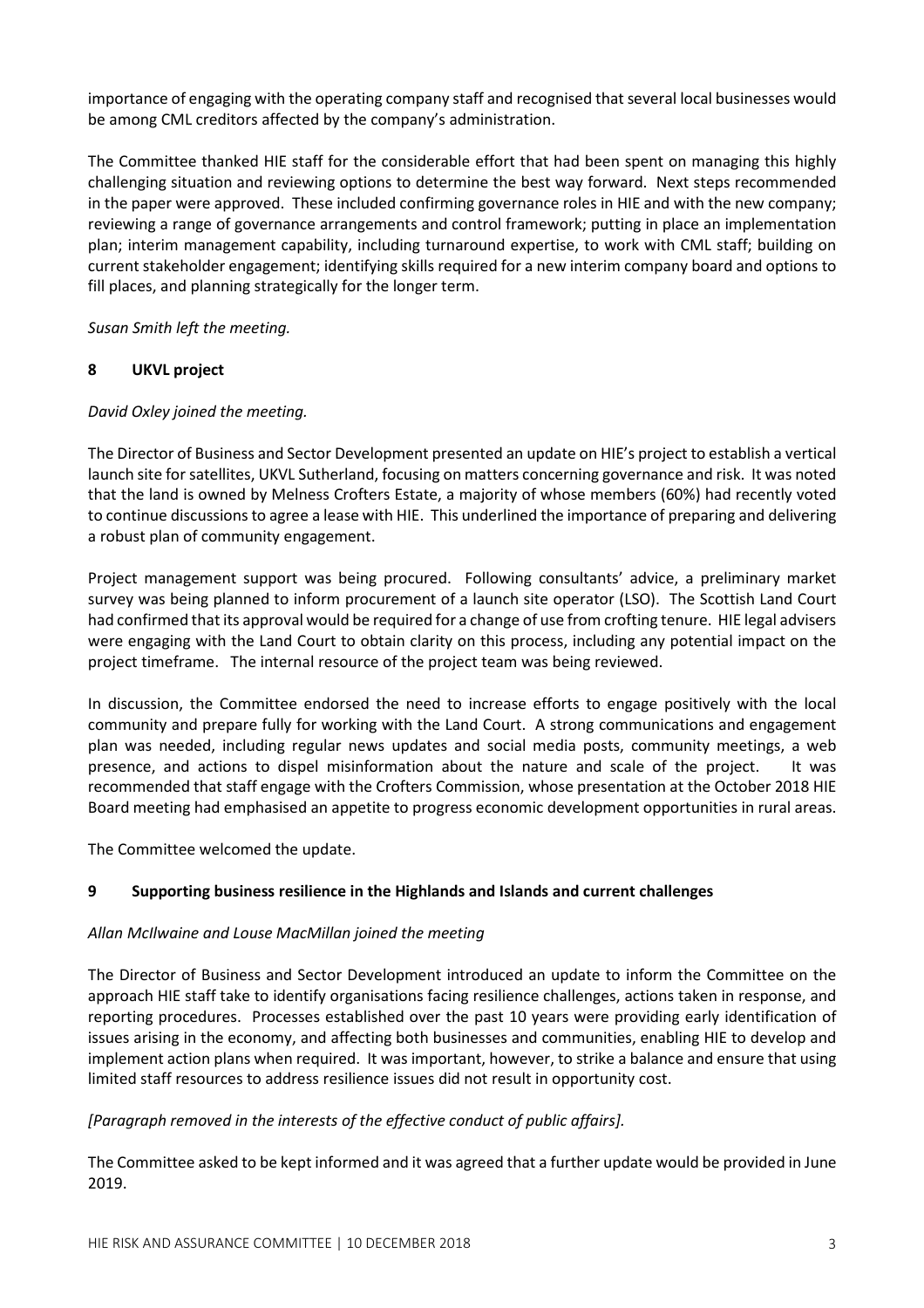importance of engaging with the operating company staff and recognised that several local businesses would be among CML creditors affected by the company's administration.

The Committee thanked HIE staff for the considerable effort that had been spent on managing this highly challenging situation and reviewing options to determine the best way forward. Next steps recommended in the paper were approved. These included confirming governance roles in HIE and with the new company; reviewing a range of governance arrangements and control framework; putting in place an implementation plan; interim management capability, including turnaround expertise, to work with CML staff; building on current stakeholder engagement; identifying skills required for a new interim company board and options to fill places, and planning strategically for the longer term.

*Susan Smith left the meeting.*

## 8 UKVL project

*David Oxley joined the meeting.*

The Director of Business and Sector Development presented an update on HIE's project to establish a vertical launch site for satellites, UKVL Sutherland, focusing on matters concerning governance and risk. It was noted that the land is owned by Melness Crofters Estate, a majority of whose members (60%) had recently voted to continue discussions to agree a lease with HIE. This underlined the importance of preparing and delivering a robust plan of community engagement.

Project management support was being procured. Following consultants' advice, a preliminary market survey was being planned to inform procurement of a launch site operator (LSO). The Scottish Land Court had confirmed that its approval would be required for a change of use from crofting tenure. HIE legal advisers were engaging with the Land Court to obtain clarity on this process, including any potential impact on the project timeframe. The internal resource of the project team was being reviewed.

In discussion, the Committee endorsed the need to increase efforts to engage positively with the local community and prepare fully for working with the Land Court. A strong communications and engagement plan was needed, including regular news updates and social media posts, community meetings, a web presence, and actions to dispel misinformation about the nature and scale of the project. It was recommended that staff engage with the Crofters Commission, whose presentation at the October 2018 HIE Board meeting had emphasised an appetite to progress economic development opportunities in rural areas.

The Committee welcomed the update.

## 9 Supporting business resilience in the Highlands and Islands and current challenges

*Allan McIlwaine and Louse MacMillan joined the meeting*

The Director of Business and Sector Development introduced an update to inform the Committee on the approach HIE staff take to identify organisations facing resilience challenges, actions taken in response, and reporting procedures. Processes established over the past 10 years were providing early identification of issues arising in the economy, and affecting both businesses and communities, enabling HIE to develop and implement action plans when required. It was important, however, to strike a balance and ensure that using limited staff resources to address resilience issues did not result in opportunity cost.

*[Paragraph removed in the interests of the effective conduct of public affairs].*

The Committee asked to be kept informed and it was agreed that a further update would be provided in June 2019.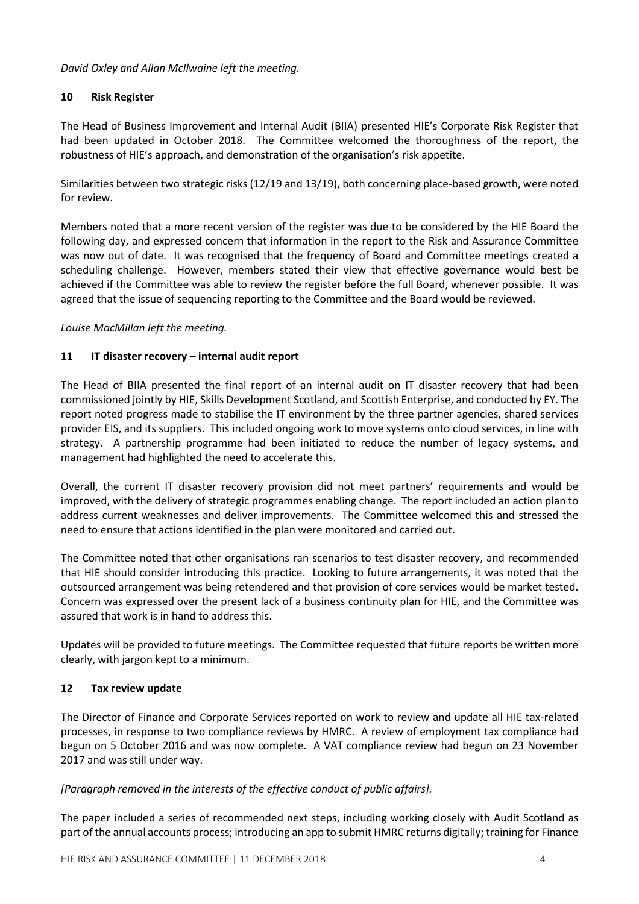*David Oxley and Allan McIlwaine left the meeting.*

## 10 Risk Register

The Head of Business Improvement and Internal Audit (BIIA) presented HIE's Corporate Risk Register that had been updated in October 2018. The Committee welcomed the thoroughness of the report, the robustness of HIE's approach, and demonstration of the organisation's risk appetite.

Similarities between two strategic risks (12/19 and 13/19), both concerning place-based growth, were noted for review.

Members noted that a more recent version of the register was due to be considered by the HIE Board the following day, and expressed concern that information in the report to the Risk and Assurance Committee was now out of date. It was recognised that the frequency of Board and Committee meetings created a scheduling challenge. However, members stated their view that effective governance would best be achieved if the Committee was able to review the register before the full Board, whenever possible. It was agreed that the issue of sequencing reporting to the Committee and the Board would be reviewed.

*Louise MacMillan left the meeting.*

## 11 IT disaster recovery – internal audit report

The Head of BIIA presented the final report of an internal audit on IT disaster recovery that had been commissioned jointly by HIE, Skills Development Scotland, and Scottish Enterprise, and conducted by EY. The report noted progress made to stabilise the IT environment by the three partner agencies, shared services provider EIS, and its suppliers. This included ongoing work to move systems onto cloud services, in line with strategy. A partnership programme had been initiated to reduce the number of legacy systems, and management had highlighted the need to accelerate this.

Overall, the current IT disaster recovery provision did not meet partners' requirements and would be improved, with the delivery of strategic programmes enabling change. The report included an action plan to address current weaknesses and deliver improvements. The Committee welcomed this and stressed the need to ensure that actions identified in the plan were monitored and carried out.

The Committee noted that other organisations ran scenarios to test disaster recovery, and recommended that HIE should consider introducing this practice. Looking to future arrangements, it was noted that the outsourced arrangement was being retendered and that provision of core services would be market tested. Concern was expressed over the present lack of a business continuity plan for HIE, and the Committee was assured that work is in hand to address this.

Updates will be provided to future meetings. The Committee requested that future reports be written more clearly, with jargon kept to a minimum.

## 12 Tax review update

The Director of Finance and Corporate Services reported on work to review and update all HIE tax-related processes, in response to two compliance reviews by HMRC. A review of employment tax compliance had begun on 5 October 2016 and was now complete. A VAT compliance review had begun on 23 November 2017 and was still under way.

*[Paragraph removed in the interests of the effective conduct of public affairs].*

The paper included a series of recommended next steps, including working closely with Audit Scotland as part of the annual accounts process; introducing an app to submit HMRC returns digitally; training for Finance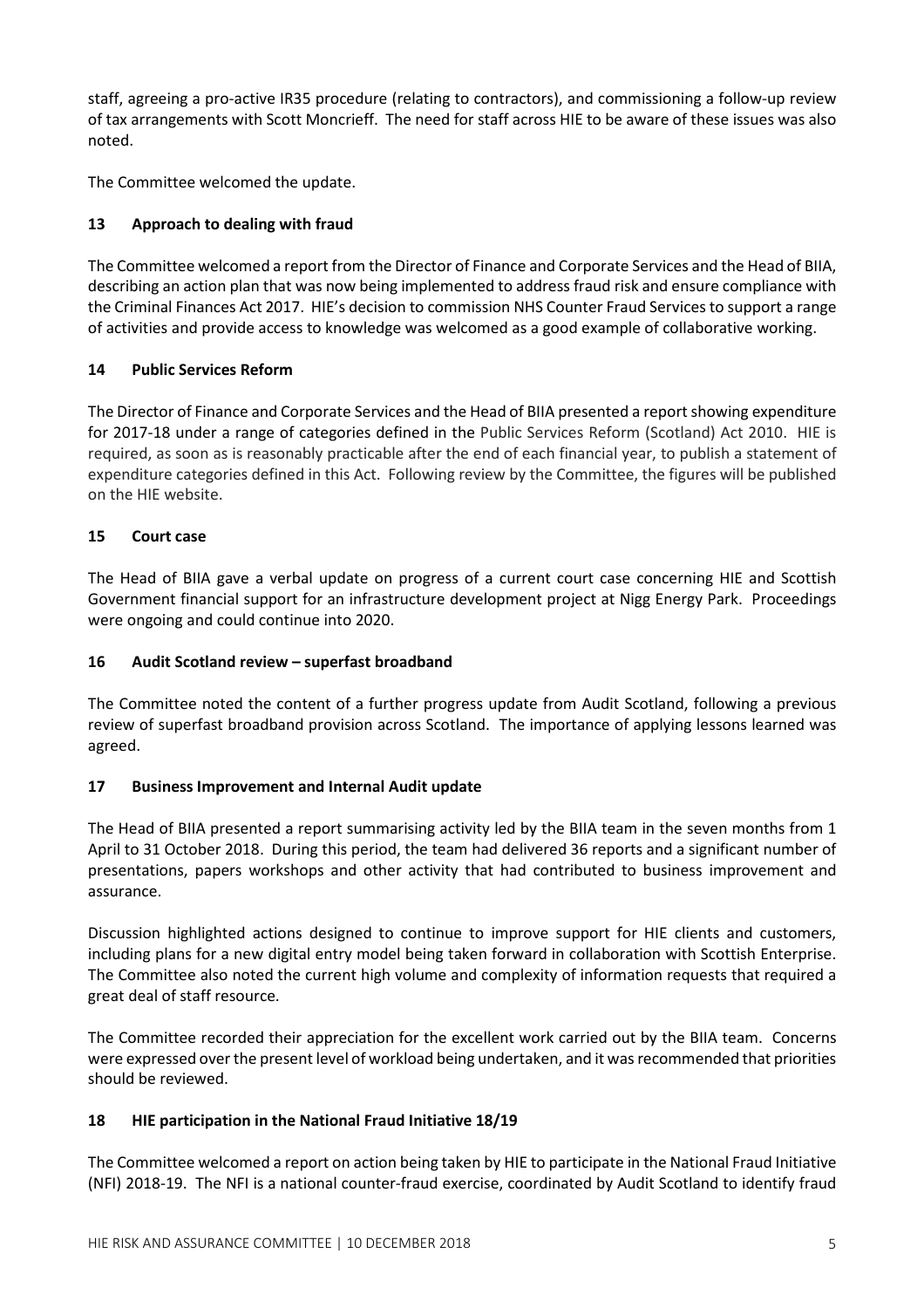staff, agreeing a pro-active IR35 procedure (relating to contractors), and commissioning a follow-up review of tax arrangements with Scott Moncrieff. The need for staff across HIE to be aware of these issues was also noted.

The Committee welcomed the update.

## 13 Approach to dealing with fraud

The Committee welcomed a report from the Director of Finance and Corporate Services and the Head of BIIA, describing an action plan that was now being implemented to address fraud risk and ensure compliance with the Criminal Finances Act 2017. HIE's decision to commission NHS Counter Fraud Services to support a range of activities and provide access to knowledge was welcomed as a good example of collaborative working.

## 14 Public Services Reform

The Director of Finance and Corporate Services and the Head of BIIA presented a report showing expenditure for 2017-18 under a range of categories defined in the Public Services Reform (Scotland) Act 2010. HIE is required, as soon as is reasonably practicable after the end of each financial year, to publish a statement of expenditure categories defined in this Act. Following review by the Committee, the figures will be published on the HIE website.

## 15 Court case

The Head of BIIA gave a verbal update on progress of a current court case concerning HIE and Scottish Government financial support for an infrastructure development project at Nigg Energy Park. Proceedings were ongoing and could continue into 2020.

## 16 Audit Scotland review – superfast broadband

The Committee noted the content of a further progress update from Audit Scotland, following a previous review of superfast broadband provision across Scotland. The importance of applying lessons learned was agreed.

## 17 Business Improvement and Internal Audit update

The Head of BIIA presented a report summarising activity led by the BIIA team in the seven months from 1 April to 31 October 2018. During this period, the team had delivered 36 reports and a significant number of presentations, papers workshops and other activity that had contributed to business improvement and assurance.

Discussion highlighted actions designed to continue to improve support for HIE clients and customers, including plans for a new digital entry model being taken forward in collaboration with Scottish Enterprise. The Committee also noted the current high volume and complexity of information requests that required a great deal of staff resource.

The Committee recorded their appreciation for the excellent work carried out by the BIIA team. Concerns were expressed over the present level of workload being undertaken, and it was recommended that priorities should be reviewed.

## 18 HIE participation in the National Fraud Initiative 18/19

The Committee welcomed a report on action being taken by HIE to participate in the National Fraud Initiative (NFI) 2018-19. The NFI is a national counter-fraud exercise, coordinated by Audit Scotland to identify fraud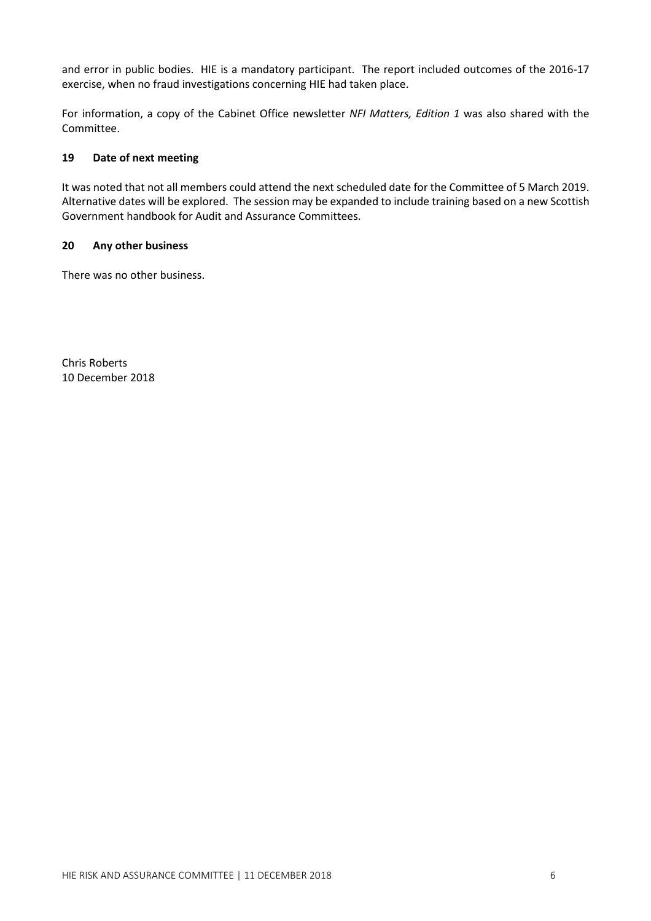and error in public bodies. HIE is a mandatory participant. The report included outcomes of the 2016-17 exercise, when no fraud investigations concerning HIE had taken place.

For information, a copy of the Cabinet Office newsletter *NFI Matters, Edition 1* was also shared with the Committee.

### 19 Date of next meeting

It was noted that not all members could attend the next scheduled date for the Committee of 5 March 2019. Alternative dates will be explored. The session may be expanded to include training based on a new Scottish Government handbook for Audit and Assurance Committees.

### 20 Any other business

There was no other business.

Chris Roberts
10 December 2018